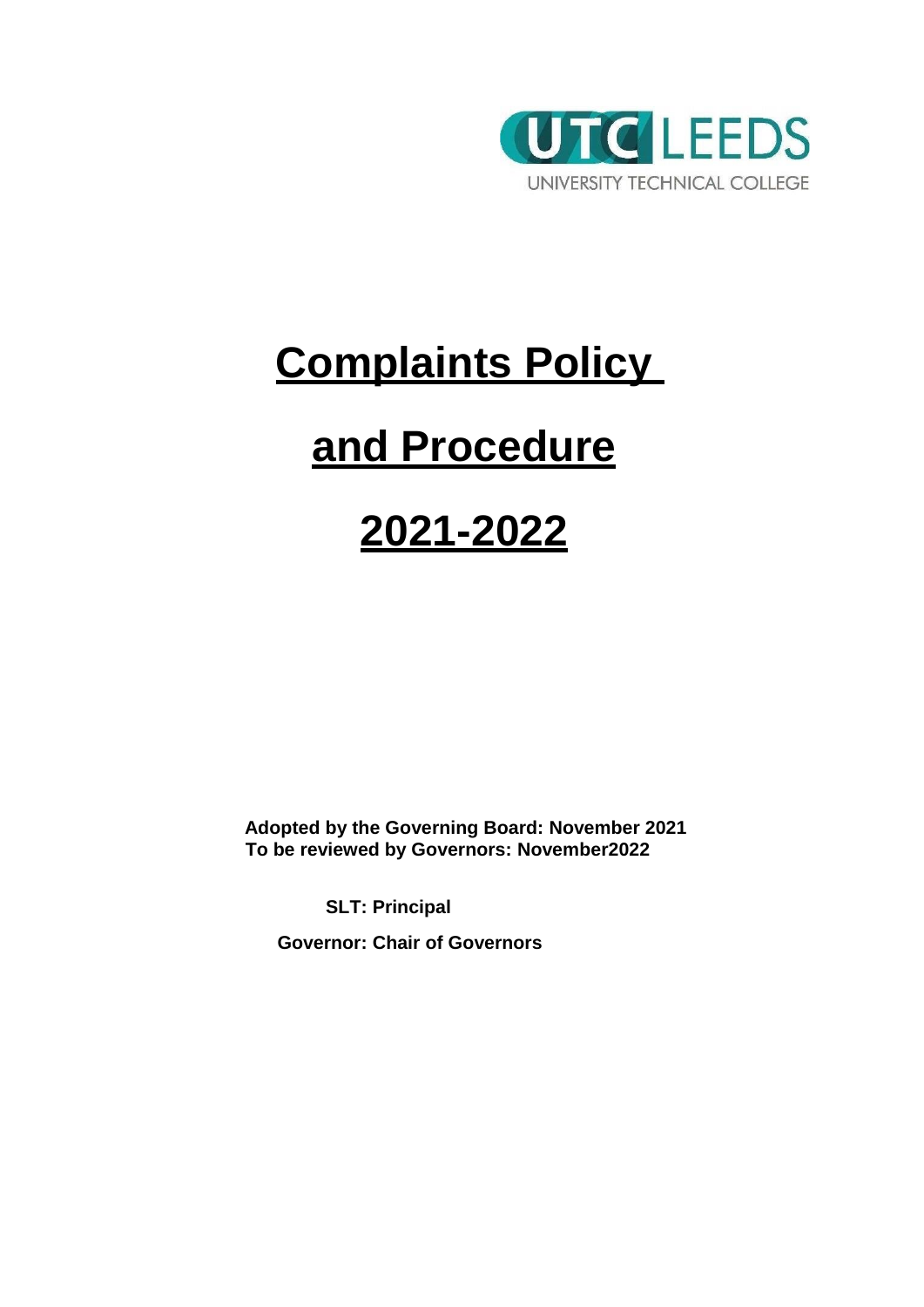UTC LEEDS

UNIVERSITY TECHNICAL COLLEGE

# Complaints Policy and Procedure 2021-2022

**Adopted by the Governing Board: November 2021**
**To be reviewed by Governors: November2022**

**SLT: Principal**

**Governor: Chair of Governors**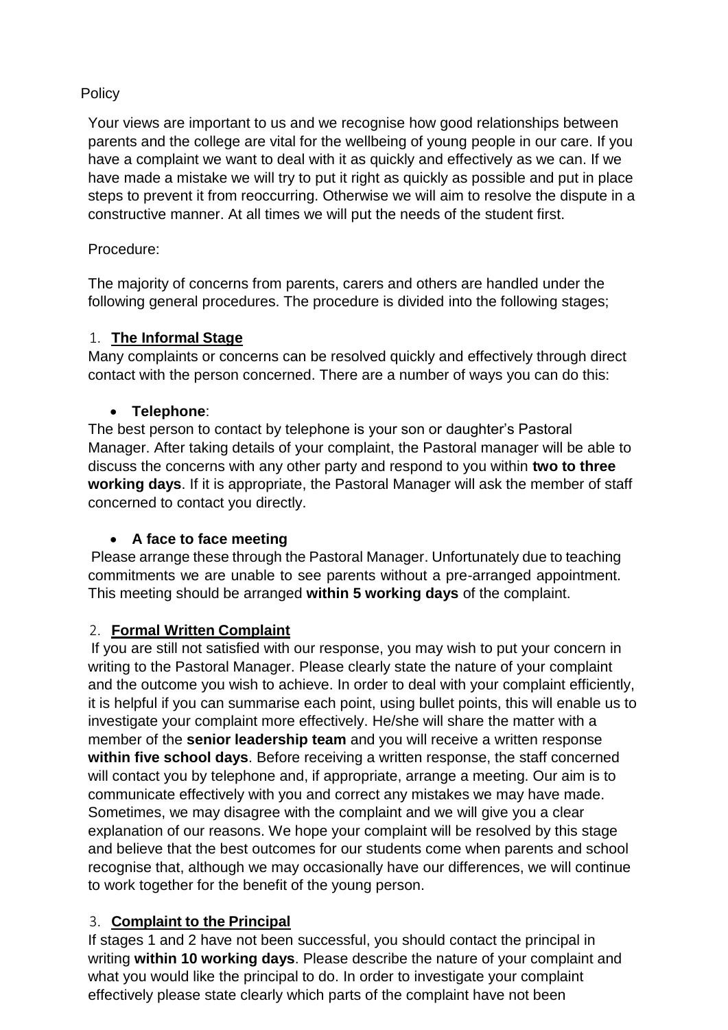Policy

Your views are important to us and we recognise how good relationships between parents and the college are vital for the wellbeing of young people in our care. If you have a complaint we want to deal with it as quickly and effectively as we can. If we have made a mistake we will try to put it right as quickly as possible and put in place steps to prevent it from reoccurring. Otherwise we will aim to resolve the dispute in a constructive manner. At all times we will put the needs of the student first.

Procedure:

The majority of concerns from parents, carers and others are handled under the following general procedures. The procedure is divided into the following stages;

1. **The Informal Stage**

Many complaints or concerns can be resolved quickly and effectively through direct contact with the person concerned. There are a number of ways you can do this:

- **Telephone**:

The best person to contact by telephone is your son or daughter's Pastoral Manager. After taking details of your complaint, the Pastoral manager will be able to discuss the concerns with any other party and respond to you within **two to three working days**. If it is appropriate, the Pastoral Manager will ask the member of staff concerned to contact you directly.

- **A face to face meeting**

Please arrange these through the Pastoral Manager. Unfortunately due to teaching commitments we are unable to see parents without a pre-arranged appointment. This meeting should be arranged **within 5 working days** of the complaint.

2. **Formal Written Complaint**

If you are still not satisfied with our response, you may wish to put your concern in writing to the Pastoral Manager. Please clearly state the nature of your complaint and the outcome you wish to achieve. In order to deal with your complaint efficiently, it is helpful if you can summarise each point, using bullet points, this will enable us to investigate your complaint more effectively. He/she will share the matter with a member of the **senior leadership team** and you will receive a written response **within five school days**. Before receiving a written response, the staff concerned will contact you by telephone and, if appropriate, arrange a meeting. Our aim is to communicate effectively with you and correct any mistakes we may have made. Sometimes, we may disagree with the complaint and we will give you a clear explanation of our reasons. We hope your complaint will be resolved by this stage and believe that the best outcomes for our students come when parents and school recognise that, although we may occasionally have our differences, we will continue to work together for the benefit of the young person.

3. **Complaint to the Principal**

If stages 1 and 2 have not been successful, you should contact the principal in writing **within 10 working days**. Please describe the nature of your complaint and what you would like the principal to do. In order to investigate your complaint effectively please state clearly which parts of the complaint have not been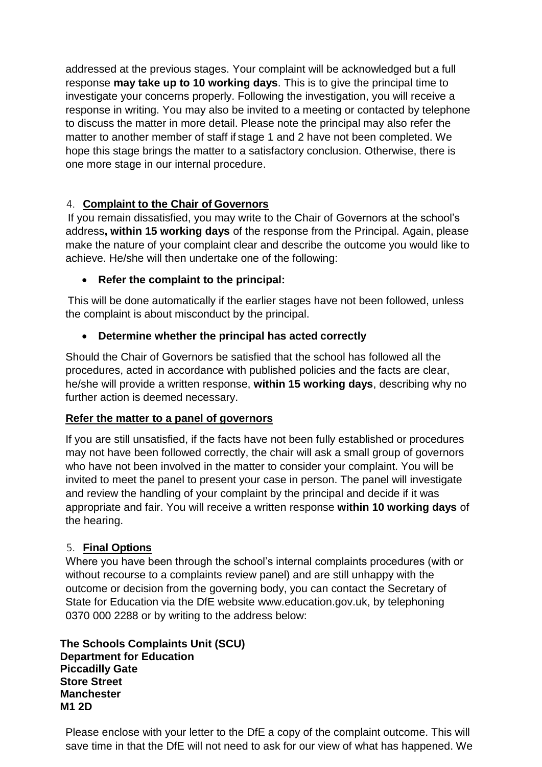addressed at the previous stages. Your complaint will be acknowledged but a full response **may take up to 10 working days**. This is to give the principal time to investigate your concerns properly. Following the investigation, you will receive a response in writing. You may also be invited to a meeting or contacted by telephone to discuss the matter in more detail. Please note the principal may also refer the matter to another member of staff if stage 1 and 2 have not been completed. We hope this stage brings the matter to a satisfactory conclusion. Otherwise, there is one more stage in our internal procedure.

4. **Complaint to the Chair of Governors**

If you remain dissatisfied, you may write to the Chair of Governors at the school's address**, within 15 working days** of the response from the Principal. Again, please make the nature of your complaint clear and describe the outcome you would like to achieve. He/she will then undertake one of the following:

- **Refer the complaint to the principal:**

This will be done automatically if the earlier stages have not been followed, unless the complaint is about misconduct by the principal.

- **Determine whether the principal has acted correctly**

Should the Chair of Governors be satisfied that the school has followed all the procedures, acted in accordance with published policies and the facts are clear, he/she will provide a written response, **within 15 working days**, describing why no further action is deemed necessary.

**Refer the matter to a panel of governors**

If you are still unsatisfied, if the facts have not been fully established or procedures may not have been followed correctly, the chair will ask a small group of governors who have not been involved in the matter to consider your complaint. You will be invited to meet the panel to present your case in person. The panel will investigate and review the handling of your complaint by the principal and decide if it was appropriate and fair. You will receive a written response **within 10 working days** of the hearing.

5. **Final Options**

Where you have been through the school's internal complaints procedures (with or without recourse to a complaints review panel) and are still unhappy with the outcome or decision from the governing body, you can contact the Secretary of State for Education via the DfE website www.education.gov.uk, by telephoning 0370 000 2288 or by writing to the address below:

**The Schools Complaints Unit (SCU)**
**Department for Education**
**Piccadilly Gate**
**Store Street**
**Manchester**
**M1 2D**

Please enclose with your letter to the DfE a copy of the complaint outcome. This will save time in that the DfE will not need to ask for our view of what has happened. We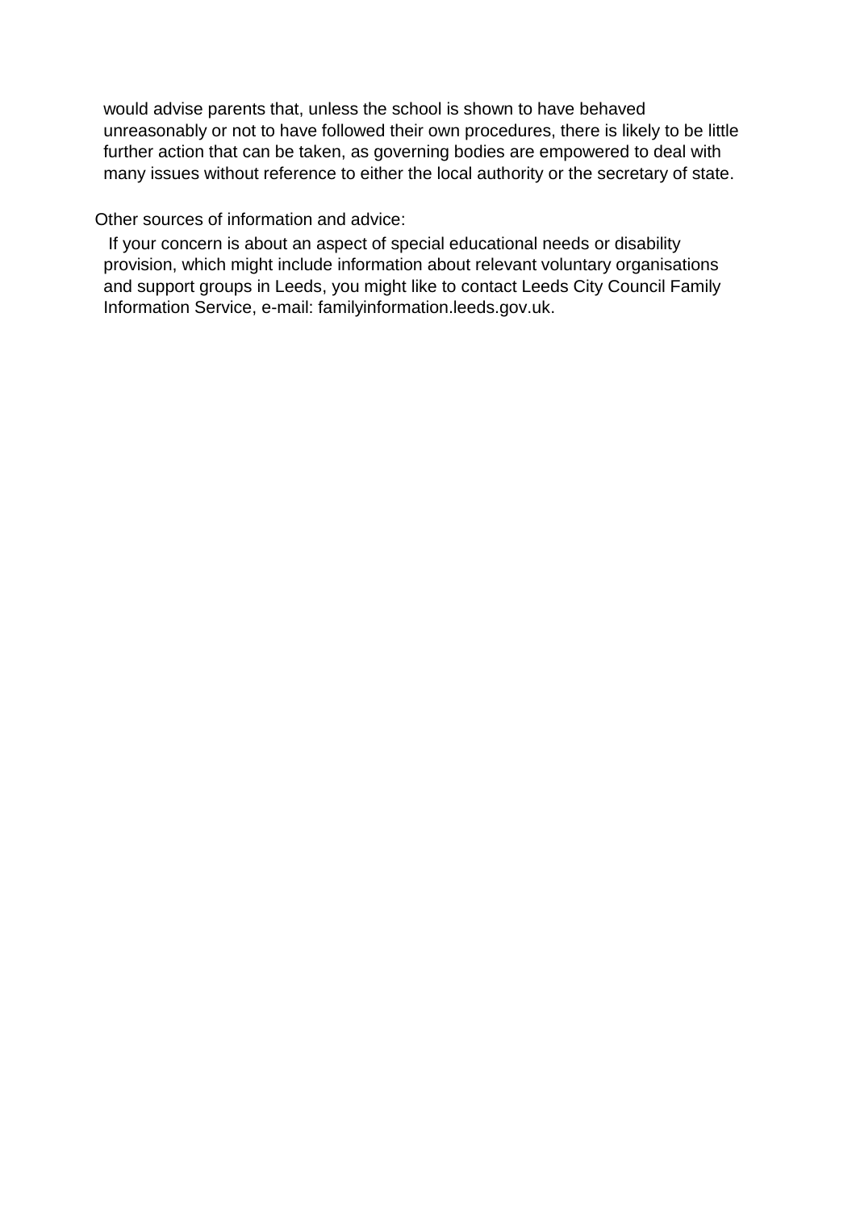would advise parents that, unless the school is shown to have behaved unreasonably or not to have followed their own procedures, there is likely to be little further action that can be taken, as governing bodies are empowered to deal with many issues without reference to either the local authority or the secretary of state.

Other sources of information and advice:

If your concern is about an aspect of special educational needs or disability provision, which might include information about relevant voluntary organisations and support groups in Leeds, you might like to contact Leeds City Council Family Information Service, e-mail: familyinformation.leeds.gov.uk.